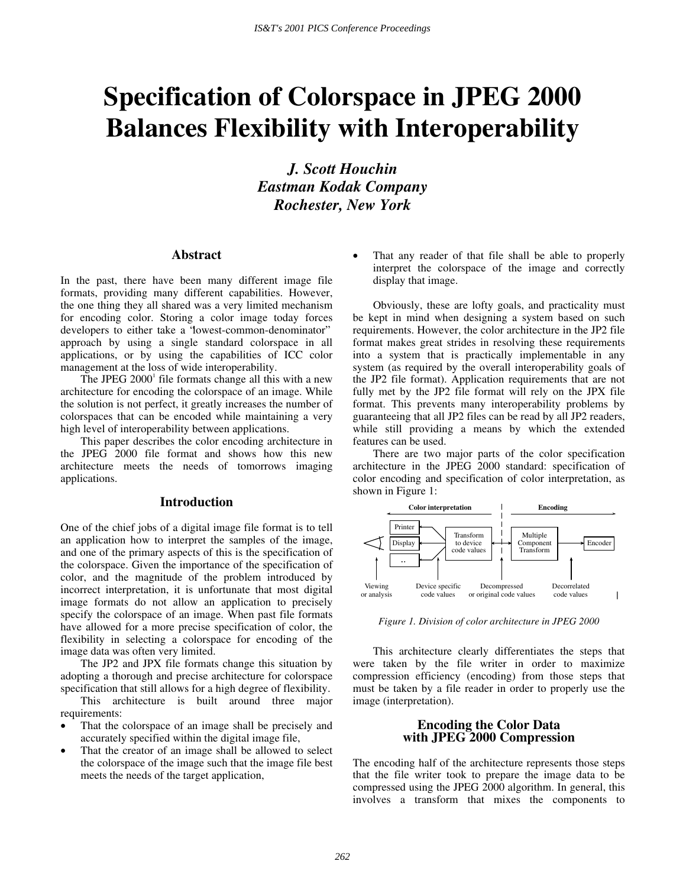# Specification of Colorspace in JPEG 2000 Balances Flexibility with Interoperability

***J. Scott Houchin***
***Eastman Kodak Company***
***Rochester, New York***

## Abstract

In the past, there have been many different image file formats, providing many different capabilities. However, the one thing they all shared was a very limited mechanism for encoding color. Storing a color image today forces developers to either take a 'lowest-common-denominator" approach by using a single standard colorspace in all applications, or by using the capabilities of ICC color management at the loss of wide interoperability.

The JPEG 2000[1] file formats change all this with a new architecture for encoding the colorspace of an image. While the solution is not perfect, it greatly increases the number of colorspaces that can be encoded while maintaining a very high level of interoperability between applications.

This paper describes the color encoding architecture in the JPEG 2000 file format and shows how this new architecture meets the needs of tomorrows imaging applications.

## Introduction

One of the chief jobs of a digital image file format is to tell an application how to interpret the samples of the image, and one of the primary aspects of this is the specification of the colorspace. Given the importance of the specification of color, and the magnitude of the problem introduced by incorrect interpretation, it is unfortunate that most digital image formats do not allow an application to precisely specify the colorspace of an image. When past file formats have allowed for a more precise specification of color, the flexibility in selecting a colorspace for encoding of the image data was often very limited.

The JP2 and JPX file formats change this situation by adopting a thorough and precise architecture for colorspace specification that still allows for a high degree of flexibility.

This architecture is built around three major requirements:

- That the colorspace of an image shall be precisely and accurately specified within the digital image file,
- That the creator of an image shall be allowed to select the colorspace of the image such that the image file best meets the needs of the target application,
- That any reader of that file shall be able to properly interpret the colorspace of the image and correctly display that image.

Obviously, these are lofty goals, and practicality must be kept in mind when designing a system based on such requirements. However, the color architecture in the JP2 file format makes great strides in resolving these requirements into a system that is practically implementable in any system (as required by the overall interoperability goals of the JP2 file format). Application requirements that are not fully met by the JP2 file format will rely on the JPX file format. This prevents many interoperability problems by guaranteeing that all JP2 files can be read by all JP2 readers, while still providing a means by which the extended features can be used.

There are two major parts of the color specification architecture in the JPEG 2000 standard: specification of color encoding and specification of color interpretation, as shown in Figure 1:

*Figure 1. Division of color architecture in JPEG 2000*

This architecture clearly differentiates the steps that were taken by the file writer in order to maximize compression efficiency (encoding) from those steps that must be taken by a file reader in order to properly use the image (interpretation).

## Encoding the Color Data with JPEG 2000 Compression

The encoding half of the architecture represents those steps that the file writer took to prepare the image data to be compressed using the JPEG 2000 algorithm. In general, this involves a transform that mixes the components to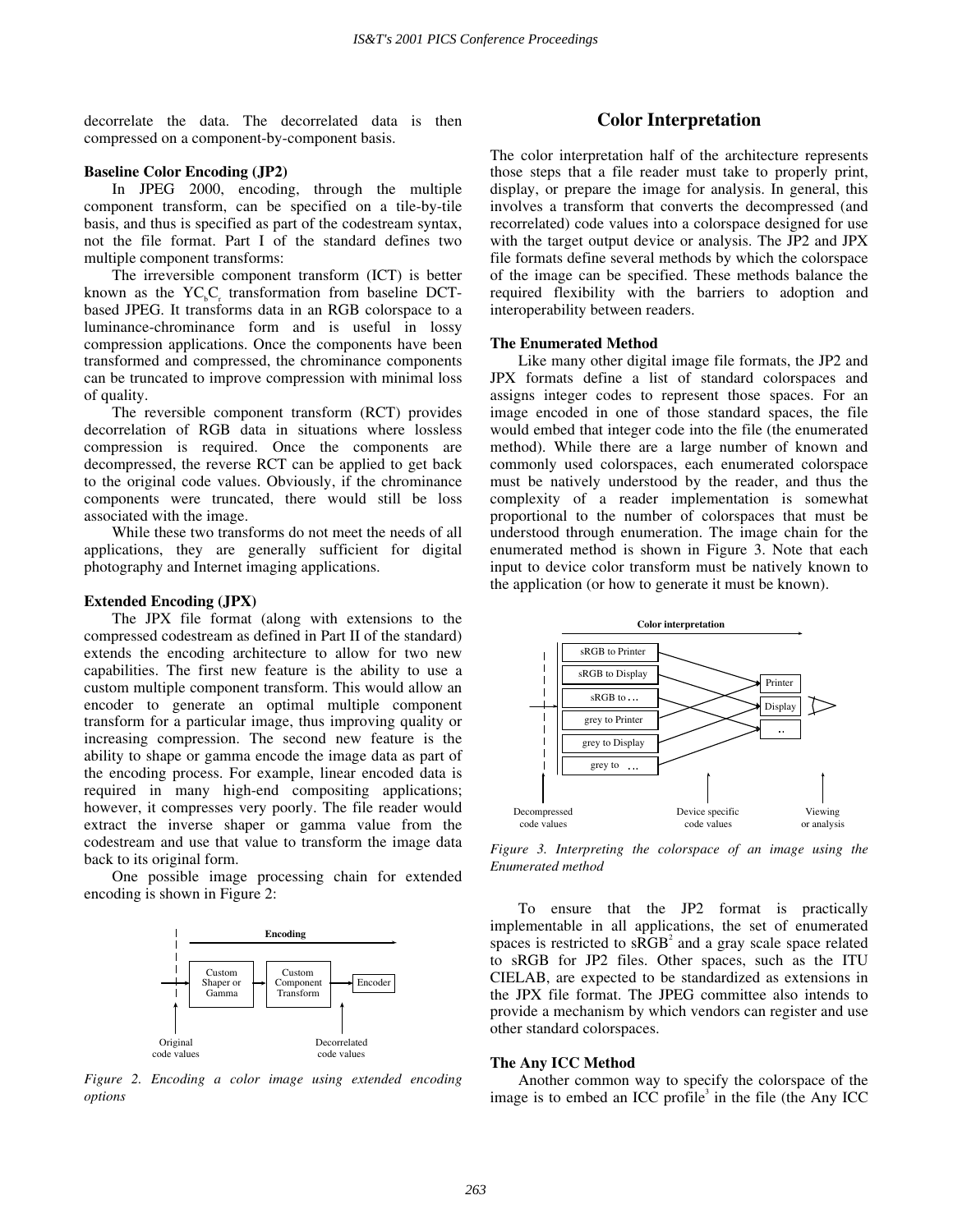decorrelate the data. The decorrelated data is then compressed on a component-by-component basis.

**Baseline Color Encoding (JP2)**

In JPEG 2000, encoding, through the multiple component transform, can be specified on a tile-by-tile basis, and thus is specified as part of the codestream syntax, not the file format. Part I of the standard defines two multiple component transforms:

The irreversible component transform (ICT) is better known as the $YC_bC_r$ transformation from baseline DCT-based JPEG. It transforms data in an RGB colorspace to a luminance-chrominance form and is useful in lossy compression applications. Once the components have been transformed and compressed, the chrominance components can be truncated to improve compression with minimal loss of quality.

The reversible component transform (RCT) provides decorrelation of RGB data in situations where lossless compression is required. Once the components are decompressed, the reverse RCT can be applied to get back to the original code values. Obviously, if the chrominance components were truncated, there would still be loss associated with the image.

While these two transforms do not meet the needs of all applications, they are generally sufficient for digital photography and Internet imaging applications.

**Extended Encoding (JPX)**

The JPX file format (along with extensions to the compressed codestream as defined in Part II of the standard) extends the encoding architecture to allow for two new capabilities. The first new feature is the ability to use a custom multiple component transform. This would allow an encoder to generate an optimal multiple component transform for a particular image, thus improving quality or increasing compression. The second new feature is the ability to shape or gamma encode the image data as part of the encoding process. For example, linear encoded data is required in many high-end compositing applications; however, it compresses very poorly. The file reader would extract the inverse shaper or gamma value from the codestream and use that value to transform the image data back to its original form.

One possible image processing chain for extended encoding is shown in Figure 2:

Encoding

Custom Shaper or Gamma

Custom Component Transform

Encoder

Original code values

Decorrelated code values

*Figure 2. Encoding a color image using extended encoding options*

## Color Interpretation

The color interpretation half of the architecture represents those steps that a file reader must take to properly print, display, or prepare the image for analysis. In general, this involves a transform that converts the decompressed (and recorrelated) code values into a colorspace designed for use with the target output device or analysis. The JP2 and JPX file formats define several methods by which the colorspace of the image can be specified. These methods balance the required flexibility with the barriers to adoption and interoperability between readers.

**The Enumerated Method**

Like many other digital image file formats, the JP2 and JPX formats define a list of standard colorspaces and assigns integer codes to represent those spaces. For an image encoded in one of those standard spaces, the file would embed that integer code into the file (the enumerated method). While there are a large number of known and commonly used colorspaces, each enumerated colorspace must be natively understood by the reader, and thus the complexity of a reader implementation is somewhat proportional to the number of colorspaces that must be understood through enumeration. The image chain for the enumerated method is shown in Figure 3. Note that each input to device color transform must be natively known to the application (or how to generate it must be known).

Color interpretation

sRGB to Printer

sRGB to Display

sRGB to ...

grey to Printer

grey to Display

grey to ...

Printer

Display

..

Decompressed code values

Device specific code values

Viewing or analysis

*Figure 3. Interpreting the colorspace of an image using the Enumerated method*

To ensure that the JP2 format is practically implementable in all applications, the set of enumerated spaces is restricted to sRGB[2] and a gray scale space related to sRGB for JP2 files. Other spaces, such as the ITU CIELAB, are expected to be standardized as extensions in the JPX file format. The JPEG committee also intends to provide a mechanism by which vendors can register and use other standard colorspaces.

**The Any ICC Method**

Another common way to specify the colorspace of the image is to embed an ICC profile[3] in the file (the Any ICC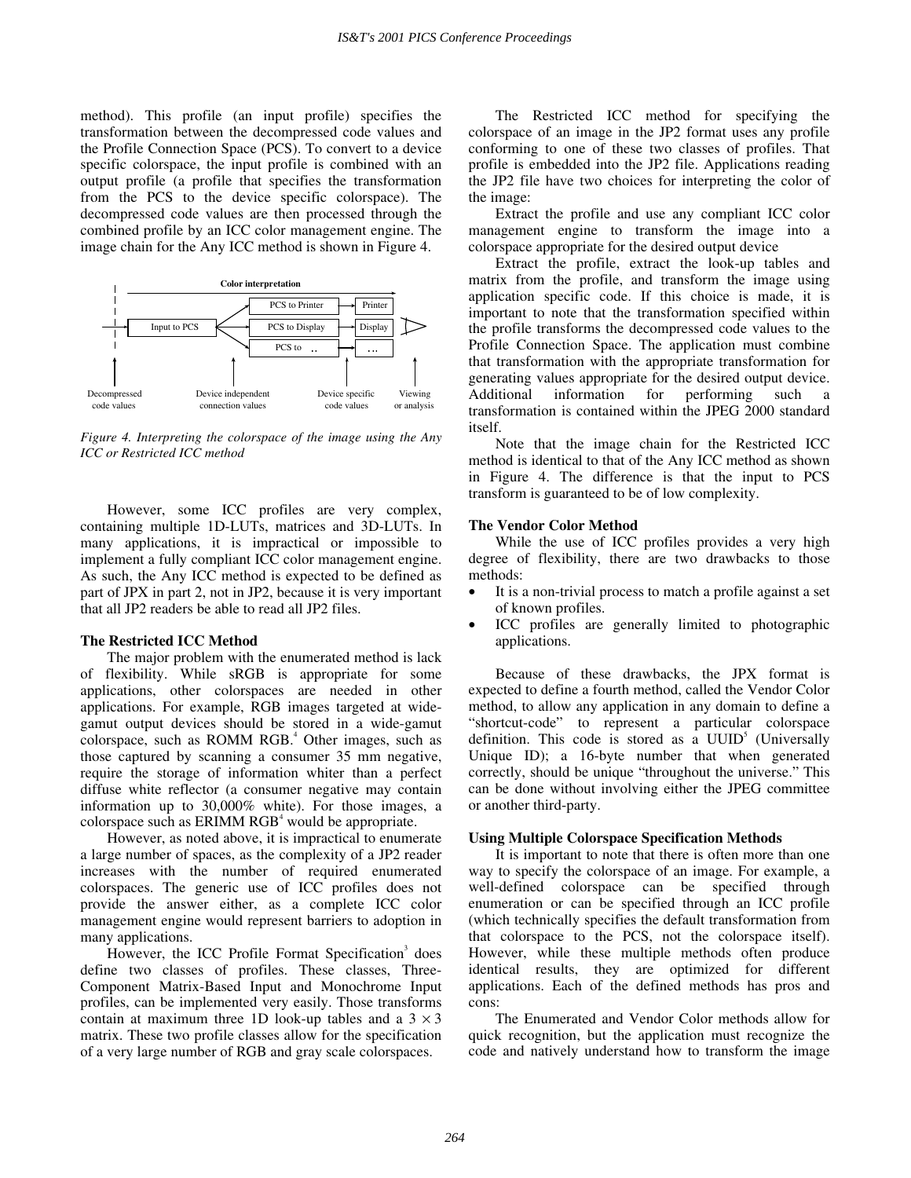method). This profile (an input profile) specifies the transformation between the decompressed code values and the Profile Connection Space (PCS). To convert to a device specific colorspace, the input profile is combined with an output profile (a profile that specifies the transformation from the PCS to the device specific colorspace). The decompressed code values are then processed through the combined profile by an ICC color management engine. The image chain for the Any ICC method is shown in Figure 4.

*Figure 4. Interpreting the colorspace of the image using the Any ICC or Restricted ICC method*

However, some ICC profiles are very complex, containing multiple 1D-LUTs, matrices and 3D-LUTs. In many applications, it is impractical or impossible to implement a fully compliant ICC color management engine. As such, the Any ICC method is expected to be defined as part of JPX in part 2, not in JP2, because it is very important that all JP2 readers be able to read all JP2 files.

### The Restricted ICC Method

The major problem with the enumerated method is lack of flexibility. While sRGB is appropriate for some applications, other colorspaces are needed in other applications. For example, RGB images targeted at wide-gamut output devices should be stored in a wide-gamut colorspace, such as ROMM RGB.[4] Other images, such as those captured by scanning a consumer 35 mm negative, require the storage of information whiter than a perfect diffuse white reflector (a consumer negative may contain information up to 30,000% white). For those images, a colorspace such as ERIMM RGB[4] would be appropriate.

However, as noted above, it is impractical to enumerate a large number of spaces, as the complexity of a JP2 reader increases with the number of required enumerated colorspaces. The generic use of ICC profiles does not provide the answer either, as a complete ICC color management engine would represent barriers to adoption in many applications.

However, the ICC Profile Format Specification[3] does define two classes of profiles. These classes, Three-Component Matrix-Based Input and Monochrome Input profiles, can be implemented very easily. Those transforms contain at maximum three 1D look-up tables and a $3 \times 3$ matrix. These two profile classes allow for the specification of a very large number of RGB and gray scale colorspaces.

The Restricted ICC method for specifying the colorspace of an image in the JP2 format uses any profile conforming to one of these two classes of profiles. That profile is embedded into the JP2 file. Applications reading the JP2 file have two choices for interpreting the color of the image:

Extract the profile and use any compliant ICC color management engine to transform the image into a colorspace appropriate for the desired output device

Extract the profile, extract the look-up tables and matrix from the profile, and transform the image using application specific code. If this choice is made, it is important to note that the transformation specified within the profile transforms the decompressed code values to the Profile Connection Space. The application must combine that transformation with the appropriate transformation for generating values appropriate for the desired output device. Additional information for performing such a transformation is contained within the JPEG 2000 standard itself.

Note that the image chain for the Restricted ICC method is identical to that of the Any ICC method as shown in Figure 4. The difference is that the input to PCS transform is guaranteed to be of low complexity.

### The Vendor Color Method

While the use of ICC profiles provides a very high degree of flexibility, there are two drawbacks to those methods:

- It is a non-trivial process to match a profile against a set of known profiles.
- ICC profiles are generally limited to photographic applications.

Because of these drawbacks, the JPX format is expected to define a fourth method, called the Vendor Color method, to allow any application in any domain to define a "shortcut-code" to represent a particular colorspace definition. This code is stored as a UUID[5] (Universally Unique ID); a 16-byte number that when generated correctly, should be unique "throughout the universe." This can be done without involving either the JPEG committee or another third-party.

### Using Multiple Colorspace Specification Methods

It is important to note that there is often more than one way to specify the colorspace of an image. For example, a well-defined colorspace can be specified through enumeration or can be specified through an ICC profile (which technically specifies the default transformation from that colorspace to the PCS, not the colorspace itself). However, while these multiple methods often produce identical results, they are optimized for different applications. Each of the defined methods has pros and cons:

The Enumerated and Vendor Color methods allow for quick recognition, but the application must recognize the code and natively understand how to transform the image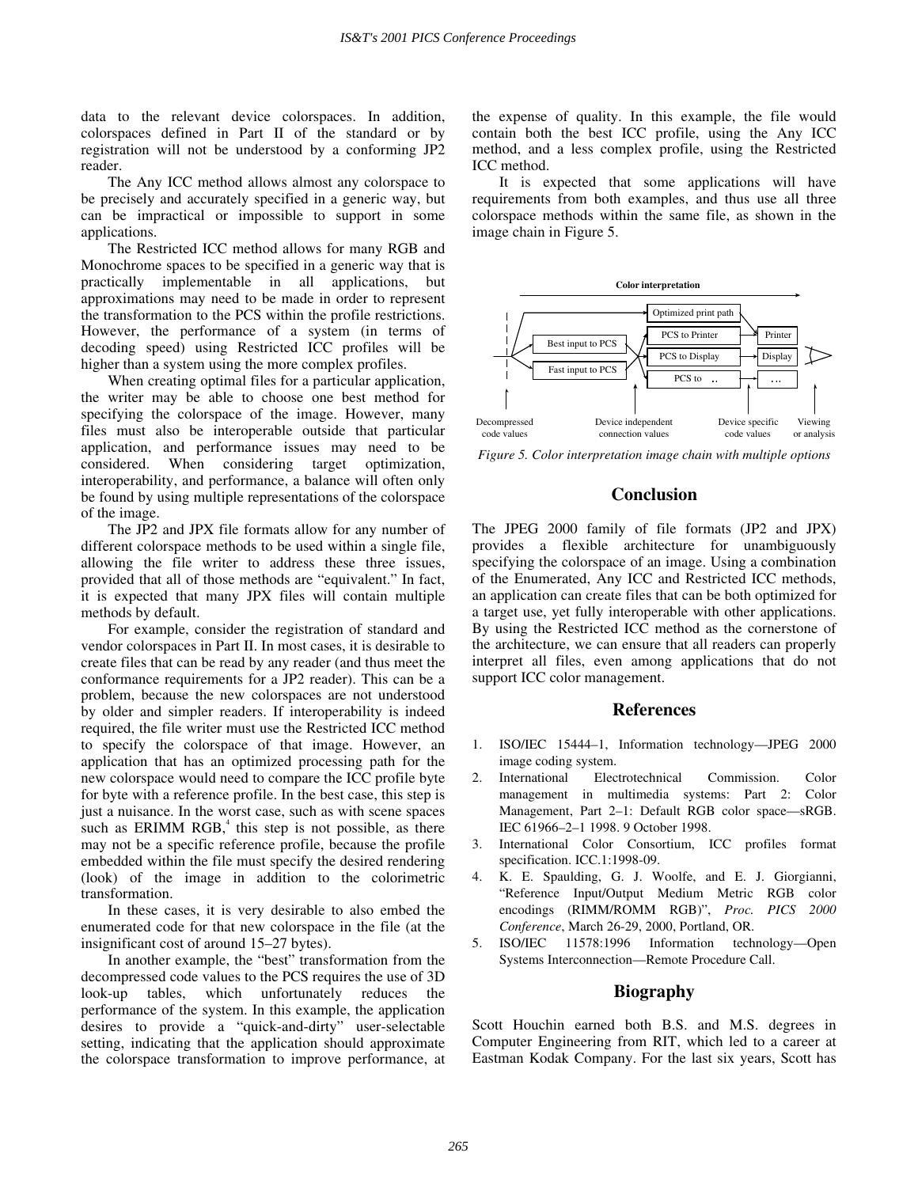data to the relevant device colorspaces. In addition, colorspaces defined in Part II of the standard or by registration will not be understood by a conforming JP2 reader.

The Any ICC method allows almost any colorspace to be precisely and accurately specified in a generic way, but can be impractical or impossible to support in some applications.

The Restricted ICC method allows for many RGB and Monochrome spaces to be specified in a generic way that is practically implementable in all applications, but approximations may need to be made in order to represent the transformation to the PCS within the profile restrictions. However, the performance of a system (in terms of decoding speed) using Restricted ICC profiles will be higher than a system using the more complex profiles.

When creating optimal files for a particular application, the writer may be able to choose one best method for specifying the colorspace of the image. However, many files must also be interoperable outside that particular application, and performance issues may need to be considered. When considering target optimization, interoperability, and performance, a balance will often only be found by using multiple representations of the colorspace of the image.

The JP2 and JPX file formats allow for any number of different colorspace methods to be used within a single file, allowing the file writer to address these three issues, provided that all of those methods are "equivalent." In fact, it is expected that many JPX files will contain multiple methods by default.

For example, consider the registration of standard and vendor colorspaces in Part II. In most cases, it is desirable to create files that can be read by any reader (and thus meet the conformance requirements for a JP2 reader). This can be a problem, because the new colorspaces are not understood by older and simpler readers. If interoperability is indeed required, the file writer must use the Restricted ICC method to specify the colorspace of that image. However, an application that has an optimized processing path for the new colorspace would need to compare the ICC profile byte for byte with a reference profile. In the best case, this step is just a nuisance. In the worst case, such as with scene spaces such as ERIMM RGB,[4] this step is not possible, as there may not be a specific reference profile, because the profile embedded within the file must specify the desired rendering (look) of the image in addition to the colorimetric transformation.

In these cases, it is very desirable to also embed the enumerated code for that new colorspace in the file (at the insignificant cost of around 15–27 bytes).

In another example, the "best" transformation from the decompressed code values to the PCS requires the use of 3D look-up tables, which unfortunately reduces the performance of the system. In this example, the application desires to provide a "quick-and-dirty" user-selectable setting, indicating that the application should approximate the colorspace transformation to improve performance, at the expense of quality. In this example, the file would contain both the best ICC profile, using the Any ICC method, and a less complex profile, using the Restricted ICC method.

It is expected that some applications will have requirements from both examples, and thus use all three colorspace methods within the same file, as shown in the image chain in Figure 5.

Color interpretation

Optimized print path

Best input to PCS | PCS to Printer | Printer

Fast input to PCS | PCS to Display | Display

PCS to .. | ...

Decompressed code values | Device independent connection values | Device specific code values | Viewing or analysis

*Figure 5. Color interpretation image chain with multiple options*

## Conclusion

The JPEG 2000 family of file formats (JP2 and JPX) provides a flexible architecture for unambiguously specifying the colorspace of an image. Using a combination of the Enumerated, Any ICC and Restricted ICC methods, an application can create files that can be both optimized for a target use, yet fully interoperable with other applications. By using the Restricted ICC method as the cornerstone of the architecture, we can ensure that all readers can properly interpret all files, even among applications that do not support ICC color management.

## References

1. ISO/IEC 15444–1, Information technology—JPEG 2000 image coding system.
2. International Electrotechnical Commission. Color management in multimedia systems: Part 2: Color Management, Part 2–1: Default RGB color space—sRGB. IEC 61966–2–1 1998. 9 October 1998.
3. International Color Consortium, ICC profiles format specification. ICC.1:1998-09.
4. K. E. Spaulding, G. J. Woolfe, and E. J. Giorgianni, "Reference Input/Output Medium Metric RGB color encodings (RIMM/ROMM RGB)", *Proc. PICS 2000 Conference*, March 26-29, 2000, Portland, OR.
5. ISO/IEC 11578:1996 Information technology—Open Systems Interconnection—Remote Procedure Call.

## Biography

Scott Houchin earned both B.S. and M.S. degrees in Computer Engineering from RIT, which led to a career at Eastman Kodak Company. For the last six years, Scott has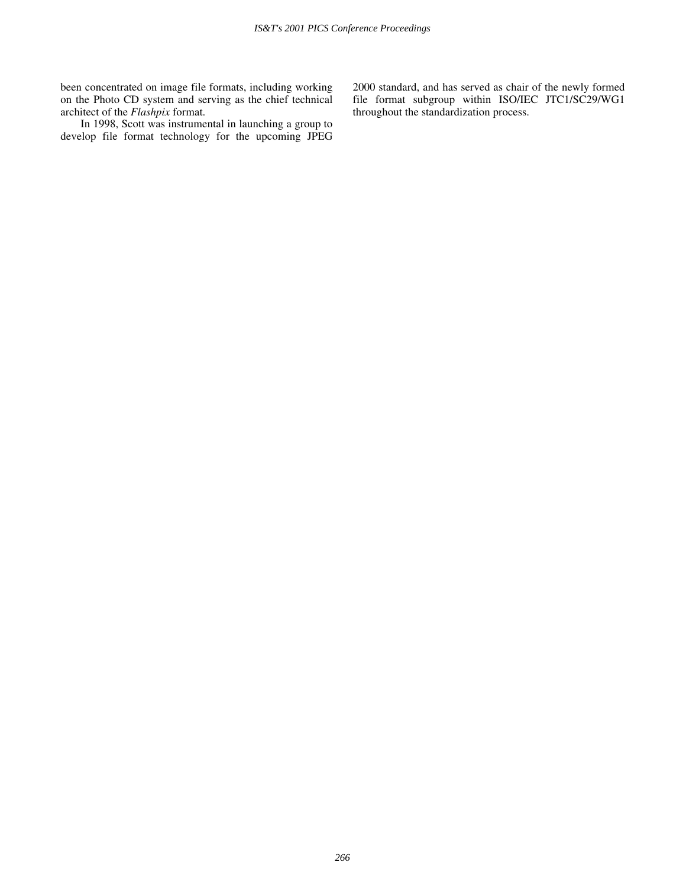been concentrated on image file formats, including working on the Photo CD system and serving as the chief technical architect of the *Flashpix* format.

In 1998, Scott was instrumental in launching a group to develop file format technology for the upcoming JPEG 2000 standard, and has served as chair of the newly formed file format subgroup within ISO/IEC JTC1/SC29/WG1 throughout the standardization process.